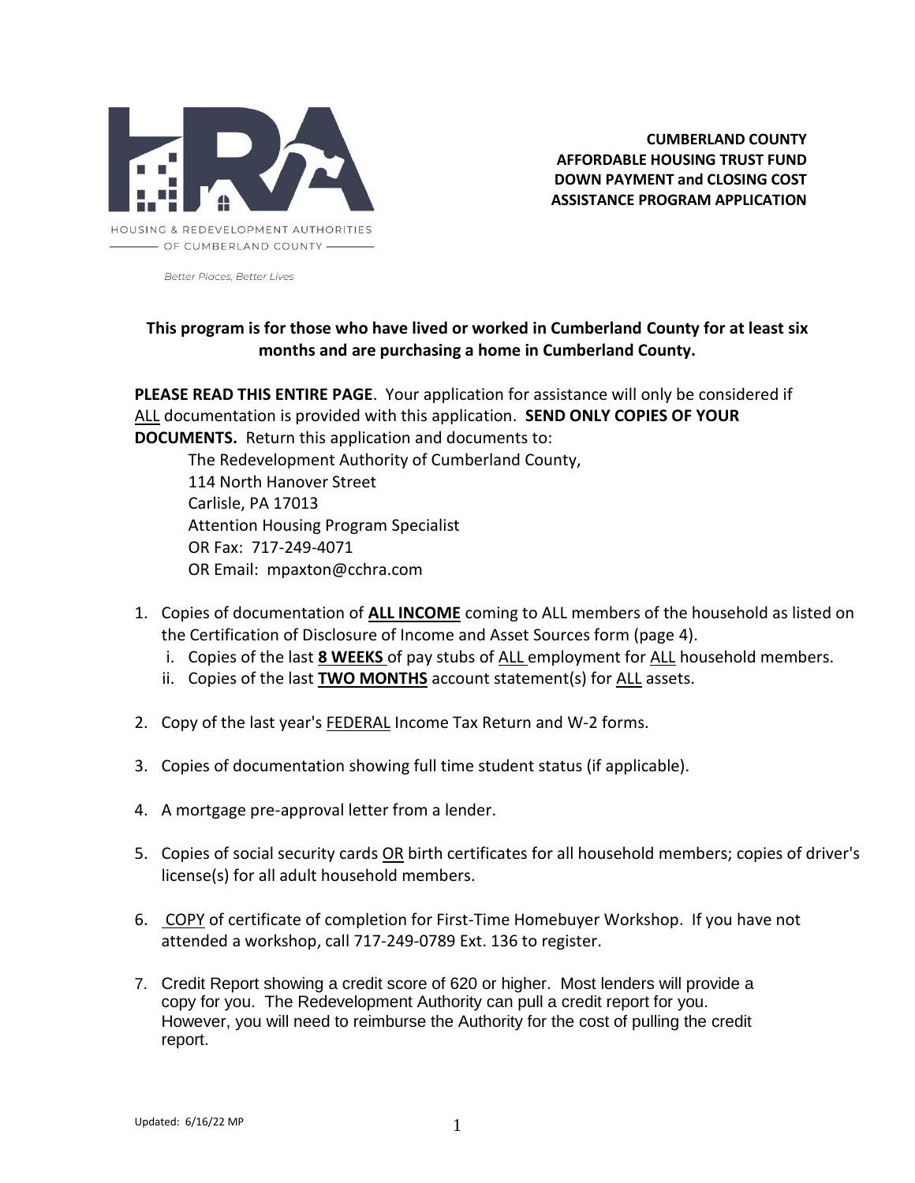HOUSING & REDEVELOPMENT AUTHORITIES OF CUMBERLAND COUNTY

*Better Places, Better Lives*

**CUMBERLAND COUNTY AFFORDABLE HOUSING TRUST FUND DOWN PAYMENT and CLOSING COST ASSISTANCE PROGRAM APPLICATION**

**This program is for those who have lived or worked in Cumberland County for at least six months and are purchasing a home in Cumberland County.**

**PLEASE READ THIS ENTIRE PAGE**. Your application for assistance will only be considered if ALL documentation is provided with this application. **SEND ONLY COPIES OF YOUR DOCUMENTS.** Return this application and documents to:

The Redevelopment Authority of Cumberland County,
114 North Hanover Street
Carlisle, PA 17013
Attention Housing Program Specialist
OR Fax: 717-249-4071
OR Email: mpaxton@cchra.com

1. Copies of documentation of **ALL INCOME** coming to ALL members of the household as listed on the Certification of Disclosure of Income and Asset Sources form (page 4).
   i. Copies of the last **8 WEEKS** of pay stubs of ALL employment for ALL household members.
   ii. Copies of the last **TWO MONTHS** account statement(s) for ALL assets.
2. Copy of the last year's FEDERAL Income Tax Return and W-2 forms.
3. Copies of documentation showing full time student status (if applicable).
4. A mortgage pre-approval letter from a lender.
5. Copies of social security cards OR birth certificates for all household members; copies of driver's license(s) for all adult household members.
6. COPY of certificate of completion for First-Time Homebuyer Workshop. If you have not attended a workshop, call 717-249-0789 Ext. 136 to register.
7. Credit Report showing a credit score of 620 or higher. Most lenders will provide a copy for you. The Redevelopment Authority can pull a credit report for you. However, you will need to reimburse the Authority for the cost of pulling the credit report.

Updated: 6/16/22 MP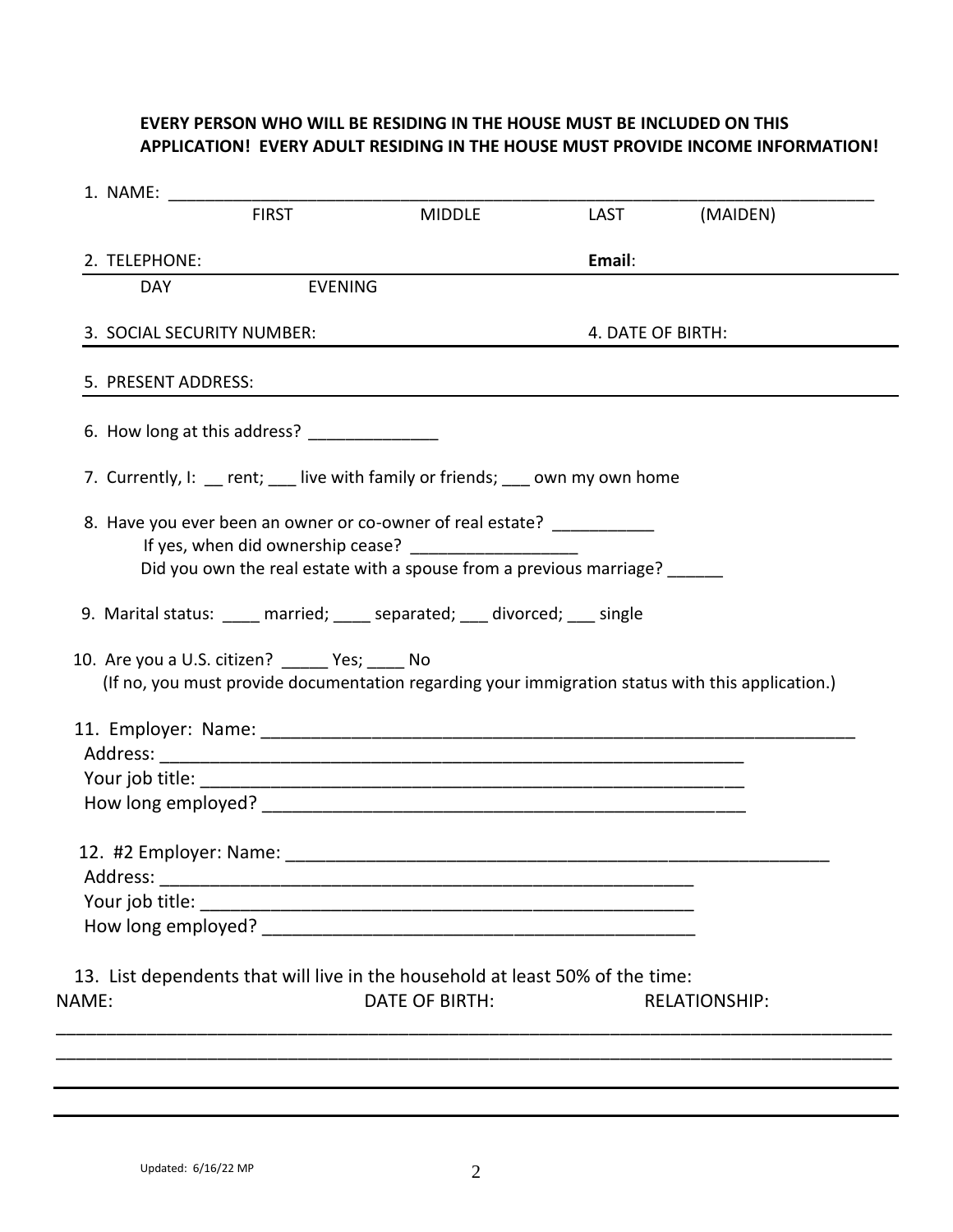**EVERY PERSON WHO WILL BE RESIDING IN THE HOUSE MUST BE INCLUDED ON THIS APPLICATION! EVERY ADULT RESIDING IN THE HOUSE MUST PROVIDE INCOME INFORMATION!**

1. NAME: ______________________________________________________________________________
   FIRST MIDDLE LAST (MAIDEN)

2. TELEPHONE: ______________________ Email: ______________________
   DAY EVENING

3. SOCIAL SECURITY NUMBER: ______________________ 4. DATE OF BIRTH: ______________________

5. PRESENT ADDRESS: ______________________________________________________________________________

6. How long at this address? ______________

7. Currently, I: __ rent; ___ live with family or friends; ___ own my own home

8. Have you ever been an owner or co-owner of real estate? ___________
   If yes, when did ownership cease? __________________
   Did you own the real estate with a spouse from a previous marriage? ______

9. Marital status: ____ married; ____ separated; ___ divorced; ___ single

10. Are you a U.S. citizen? _____ Yes; ____ No
    (If no, you must provide documentation regarding your immigration status with this application.)

11. Employer: Name: ______________________________________________________________
    Address: ______________________________________________________________
    Your job title: ____________________________________________________________
    How long employed? ________________________________________________________

12. #2 Employer: Name: ________________________________________________________
    Address: ________________________________________________________
    Your job title: ____________________________________________________
    How long employed? _______________________________________________

13. List dependents that will live in the household at least 50% of the time:

NAME: DATE OF BIRTH: RELATIONSHIP:

______________________________________________________________________________________________
______________________________________________________________________________________________
______________________________________________________________________________________________
______________________________________________________________________________________________

Updated: 6/16/22 MP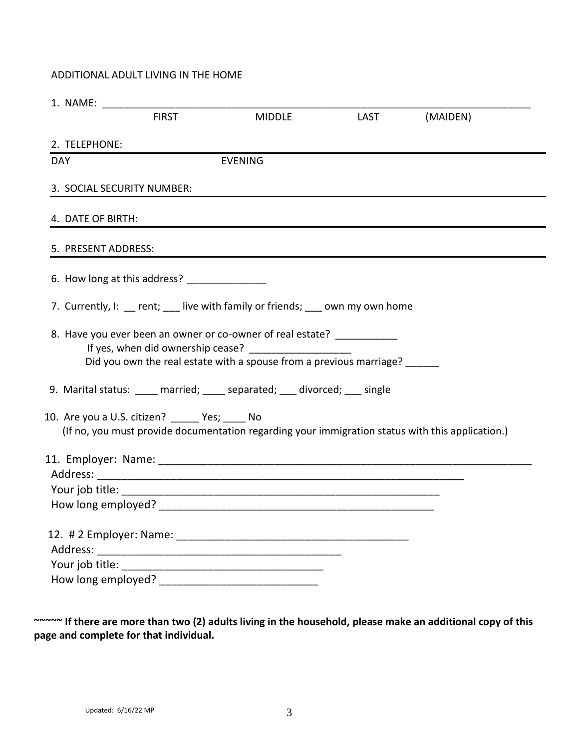ADDITIONAL ADULT LIVING IN THE HOME

1. NAME: ___________________________________________________________________________

FIRST MIDDLE LAST (MAIDEN)

2. TELEPHONE: ___________________________________________________________________________

DAY EVENING

3. SOCIAL SECURITY NUMBER: ___________________________________________________________________________

4. DATE OF BIRTH: ___________________________________________________________________________

5. PRESENT ADDRESS: ___________________________________________________________________________

6. How long at this address? ______________

7. Currently, I: __ rent; ___ live with family or friends; ___ own my own home

8. Have you ever been an owner or co-owner of real estate? ___________
   If yes, when did ownership cease? __________________
   Did you own the real estate with a spouse from a previous marriage? ______

9. Marital status: ____ married; ____ separated; ___ divorced; ___ single

10. Are you a U.S. citizen? _____ Yes; ____ No
    (If no, you must provide documentation regarding your immigration status with this application.)

11. Employer: Name: ___________________________________________________________________
    Address: ______________________________________________________________
    Your job title: ______________________________________________________
    How long employed? _______________________________________________

12. # 2 Employer: Name: ________________________________________
    Address: ___________________________________________
    Your job title: __________________________________
    How long employed? ___________________________

**~~~~~ If there are more than two (2) adults living in the household, please make an additional copy of this page and complete for that individual.**

Updated: 6/16/22 MP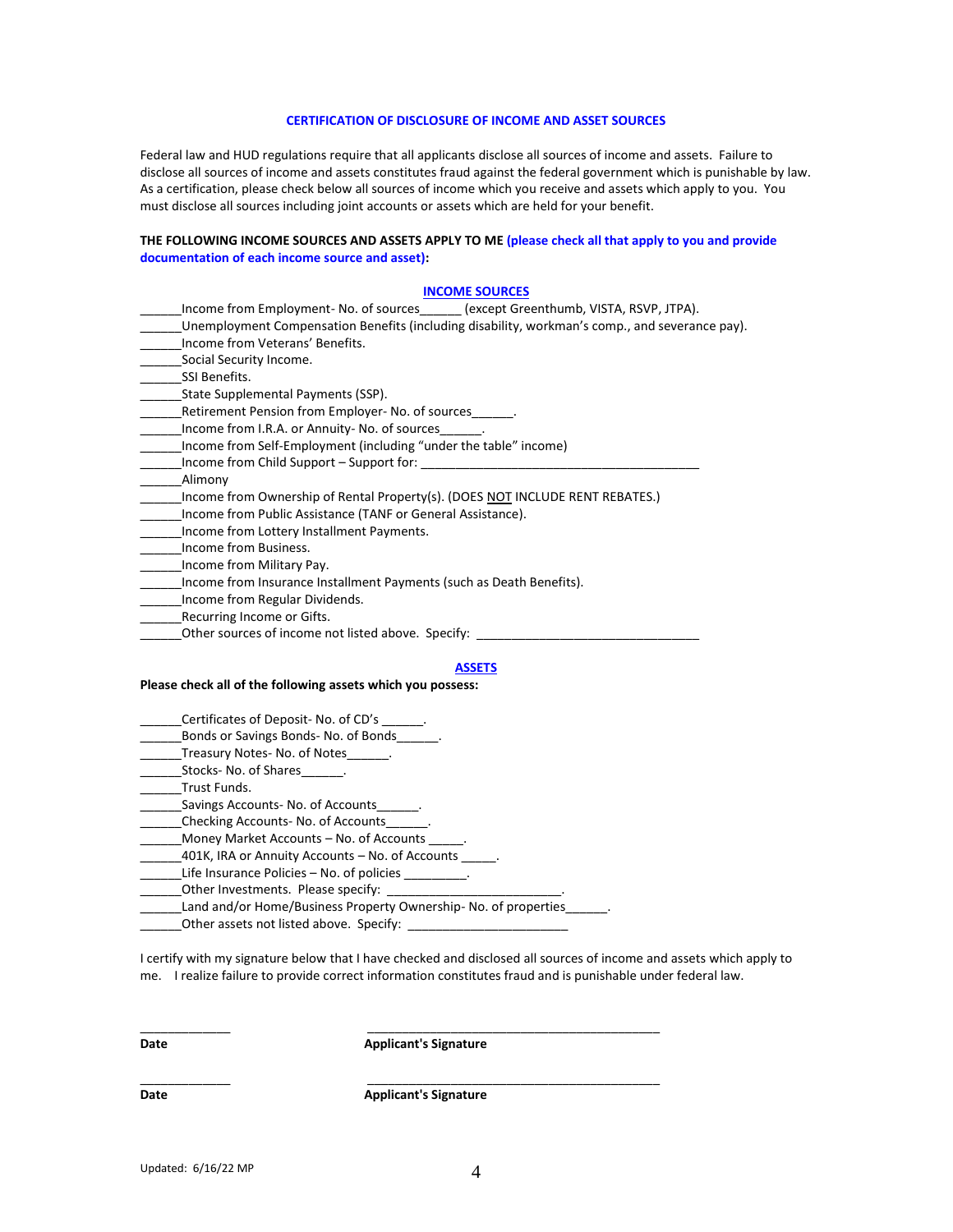## CERTIFICATION OF DISCLOSURE OF INCOME AND ASSET SOURCES

Federal law and HUD regulations require that all applicants disclose all sources of income and assets. Failure to disclose all sources of income and assets constitutes fraud against the federal government which is punishable by law. As a certification, please check below all sources of income which you receive and assets which apply to you. You must disclose all sources including joint accounts or assets which are held for your benefit.

**THE FOLLOWING INCOME SOURCES AND ASSETS APPLY TO ME (please check all that apply to you and provide documentation of each income source and asset):**

### INCOME SOURCES

______Income from Employment- No. of sources______ (except Greenthumb, VISTA, RSVP, JTPA).
______Unemployment Compensation Benefits (including disability, workman's comp., and severance pay).
______Income from Veterans' Benefits.
______Social Security Income.
______SSI Benefits.
______State Supplemental Payments (SSP).
______Retirement Pension from Employer- No. of sources______.
______Income from I.R.A. or Annuity- No. of sources______.
______Income from Self-Employment (including "under the table" income)
______Income from Child Support – Support for: ________________________________________
______Alimony
______Income from Ownership of Rental Property(s). (DOES NOT INCLUDE RENT REBATES.)
______Income from Public Assistance (TANF or General Assistance).
______Income from Lottery Installment Payments.
______Income from Business.
______Income from Military Pay.
______Income from Insurance Installment Payments (such as Death Benefits).
______Income from Regular Dividends.
______Recurring Income or Gifts.
______Other sources of income not listed above. Specify: ________________________________

### ASSETS

**Please check all of the following assets which you possess:**

______Certificates of Deposit- No. of CD's ______.
______Bonds or Savings Bonds- No. of Bonds______.
______Treasury Notes- No. of Notes______.
______Stocks- No. of Shares______.
______Trust Funds.
______Savings Accounts- No. of Accounts______.
______Checking Accounts- No. of Accounts______.
______Money Market Accounts – No. of Accounts _____.
______401K, IRA or Annuity Accounts – No. of Accounts _____.
______Life Insurance Policies – No. of policies _________.
______Other Investments. Please specify: ________________________.
______Land and/or Home/Business Property Ownership- No. of properties______.
______Other assets not listed above. Specify: _______________________

I certify with my signature below that I have checked and disclosed all sources of income and assets which apply to me. I realize failure to provide correct information constitutes fraud and is punishable under federal law.

_____________ ____________________________________________

**Date** **Applicant's Signature**

_____________ ____________________________________________

**Date** **Applicant's Signature**

Updated: 6/16/22 MP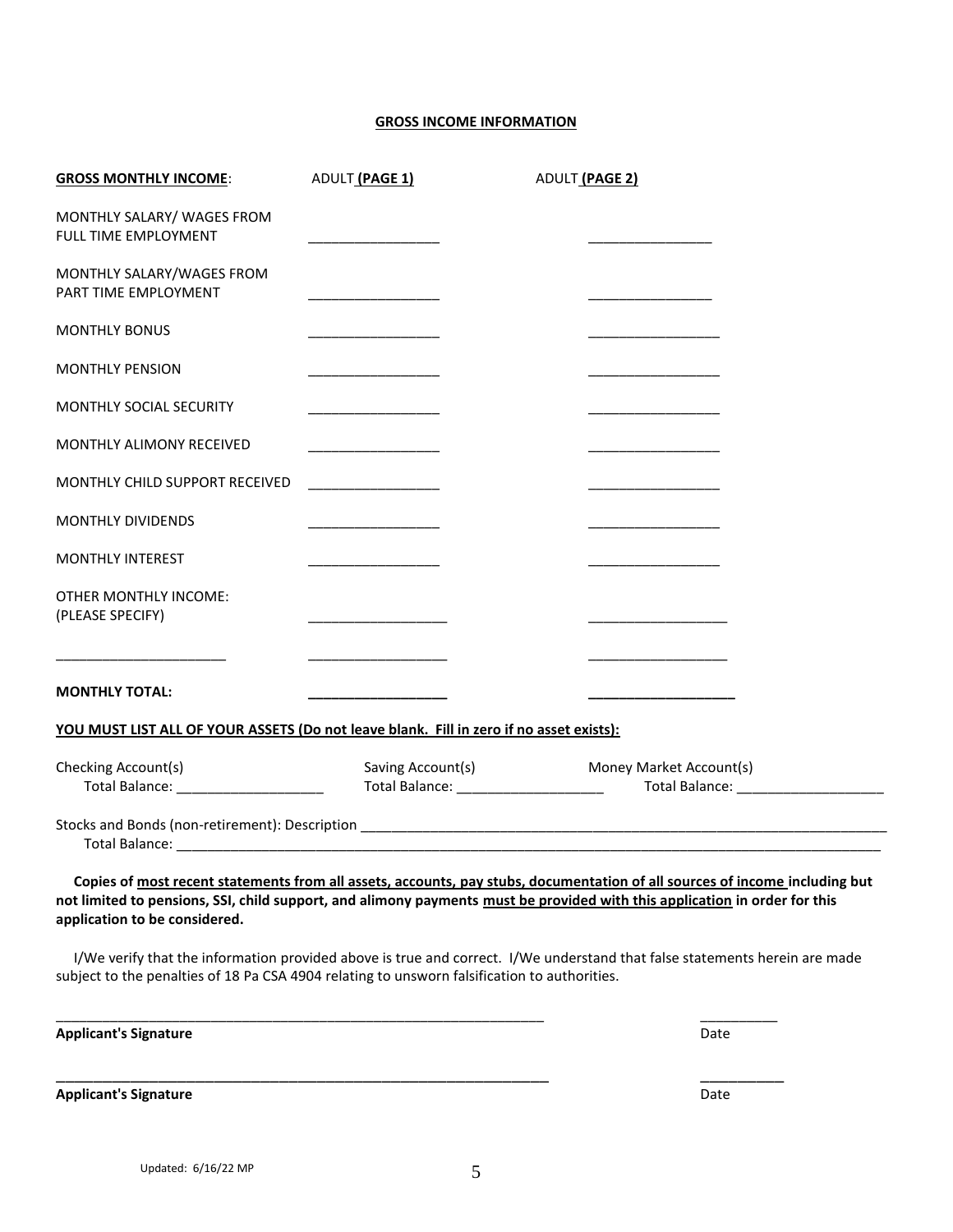## GROSS INCOME INFORMATION

| GROSS MONTHLY INCOME: | ADULT **(PAGE 1)** | ADULT **(PAGE 2)** |
|---|---|---|
| MONTHLY SALARY/ WAGES FROM FULL TIME EMPLOYMENT | _________________ | ________________ |
| MONTHLY SALARY/WAGES FROM PART TIME EMPLOYMENT | _________________ | ________________ |
| MONTHLY BONUS | _________________ | _________________ |
| MONTHLY PENSION | _________________ | _________________ |
| MONTHLY SOCIAL SECURITY | _________________ | _________________ |
| MONTHLY ALIMONY RECEIVED | _________________ | _________________ |
| MONTHLY CHILD SUPPORT RECEIVED | _________________ | _________________ |
| MONTHLY DIVIDENDS | _________________ | _________________ |
| MONTHLY INTEREST | _________________ | _________________ |
| OTHER MONTHLY INCOME: (PLEASE SPECIFY) | __________________ | __________________ |
| ______________________ | __________________ | __________________ |
| **MONTHLY TOTAL:** | __________________ | ___________________ |

**YOU MUST LIST ALL OF YOUR ASSETS (Do not leave blank. Fill in zero if no asset exists):**

| Checking Account(s) | Saving Account(s) | Money Market Account(s) |
|---|---|---|
| Total Balance: ___________________ | Total Balance: ___________________ | Total Balance: ___________________ |

Stocks and Bonds (non-retirement): Description ________________________________________________________________________
Total Balance: ____________________________________________________________________________________________

**Copies of most recent statements from all assets, accounts, pay stubs, documentation of all sources of income including but not limited to pensions, SSI, child support, and alimony payments must be provided with this application in order for this application to be considered.**

I/We verify that the information provided above is true and correct. I/We understand that false statements herein are made subject to the penalties of 18 Pa CSA 4904 relating to unsworn falsification to authorities.

_______________________________________________________________ __________
**Applicant's Signature** Date

_______________________________________________________________ ___________
**Applicant's Signature** Date

Updated: 6/16/22 MP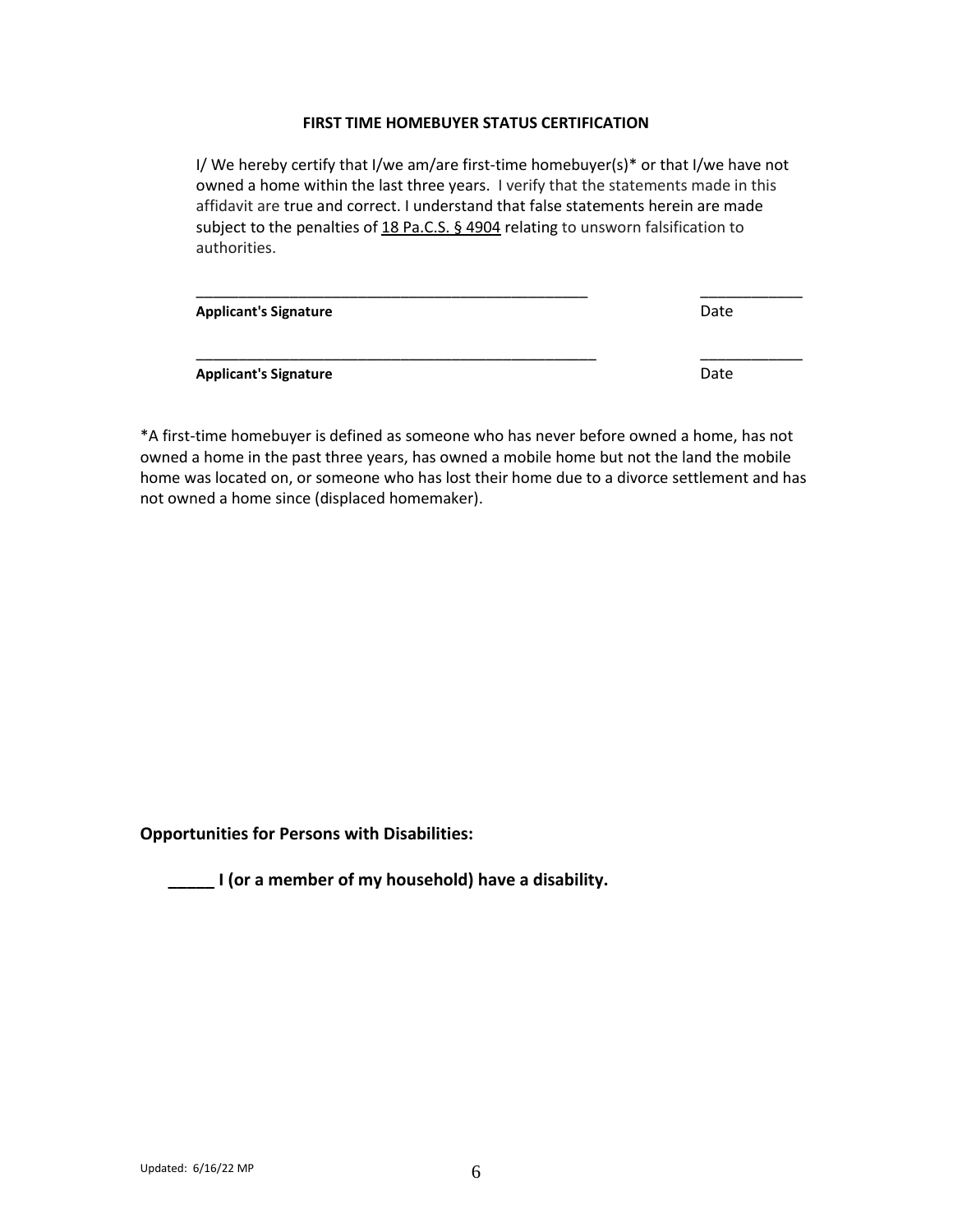## FIRST TIME HOMEBUYER STATUS CERTIFICATION

I/ We hereby certify that I/we am/are first-time homebuyer(s)* or that I/we have not owned a home within the last three years. I verify that the statements made in this affidavit are true and correct. I understand that false statements herein are made subject to the penalties of 18 Pa.C.S. § 4904 relating to unsworn falsification to authorities.

_______________________________________________ ____________

**Applicant's Signature** Date

________________________________________________ ____________

**Applicant's Signature** Date

*A first-time homebuyer is defined as someone who has never before owned a home, has not owned a home in the past three years, has owned a mobile home but not the land the mobile home was located on, or someone who has lost their home due to a divorce settlement and has not owned a home since (displaced homemaker).

**Opportunities for Persons with Disabilities:**

**_____ I (or a member of my household) have a disability.**

Updated: 6/16/22 MP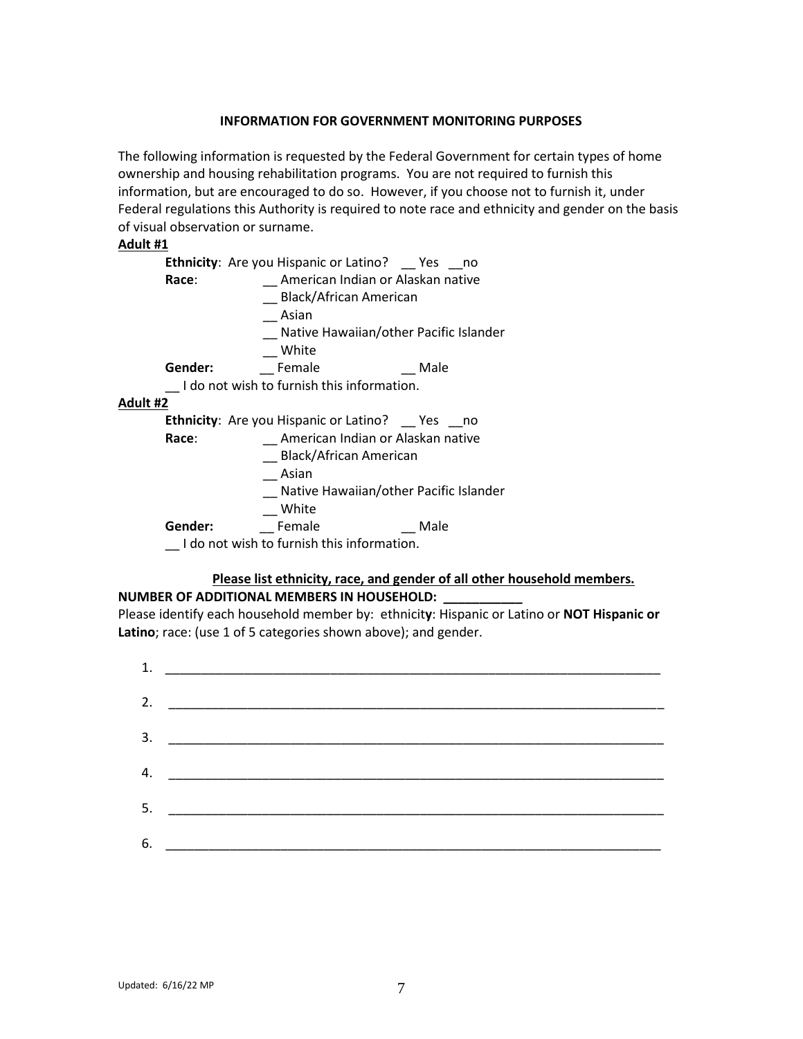**INFORMATION FOR GOVERNMENT MONITORING PURPOSES**

The following information is requested by the Federal Government for certain types of home ownership and housing rehabilitation programs. You are not required to furnish this information, but are encouraged to do so. However, if you choose not to furnish it, under Federal regulations this Authority is required to note race and ethnicity and gender on the basis of visual observation or surname.

**Adult #1**

**Ethnicity**: Are you Hispanic or Latino? __ Yes __no

**Race**:
- __ American Indian or Alaskan native
- __ Black/African American
- __ Asian
- __ Native Hawaiian/other Pacific Islander
- __ White

**Gender:** __ Female __ Male

__ I do not wish to furnish this information.

**Adult #2**

**Ethnicity**: Are you Hispanic or Latino? __ Yes __no

**Race**:
- __ American Indian or Alaskan native
- __ Black/African American
- __ Asian
- __ Native Hawaiian/other Pacific Islander
- __ White

**Gender:** __ Female __ Male

__ I do not wish to furnish this information.

**Please list ethnicity, race, and gender of all other household members.**

**NUMBER OF ADDITIONAL MEMBERS IN HOUSEHOLD: ___________**

Please identify each household member by: ethnicity: Hispanic or Latino or **NOT Hispanic or Latino**; race: (use 1 of 5 categories shown above); and gender.

1. ________________________________________________________________________
2. ________________________________________________________________________
3. ________________________________________________________________________
4. ________________________________________________________________________
5. ________________________________________________________________________
6. ________________________________________________________________________

Updated: 6/16/22 MP